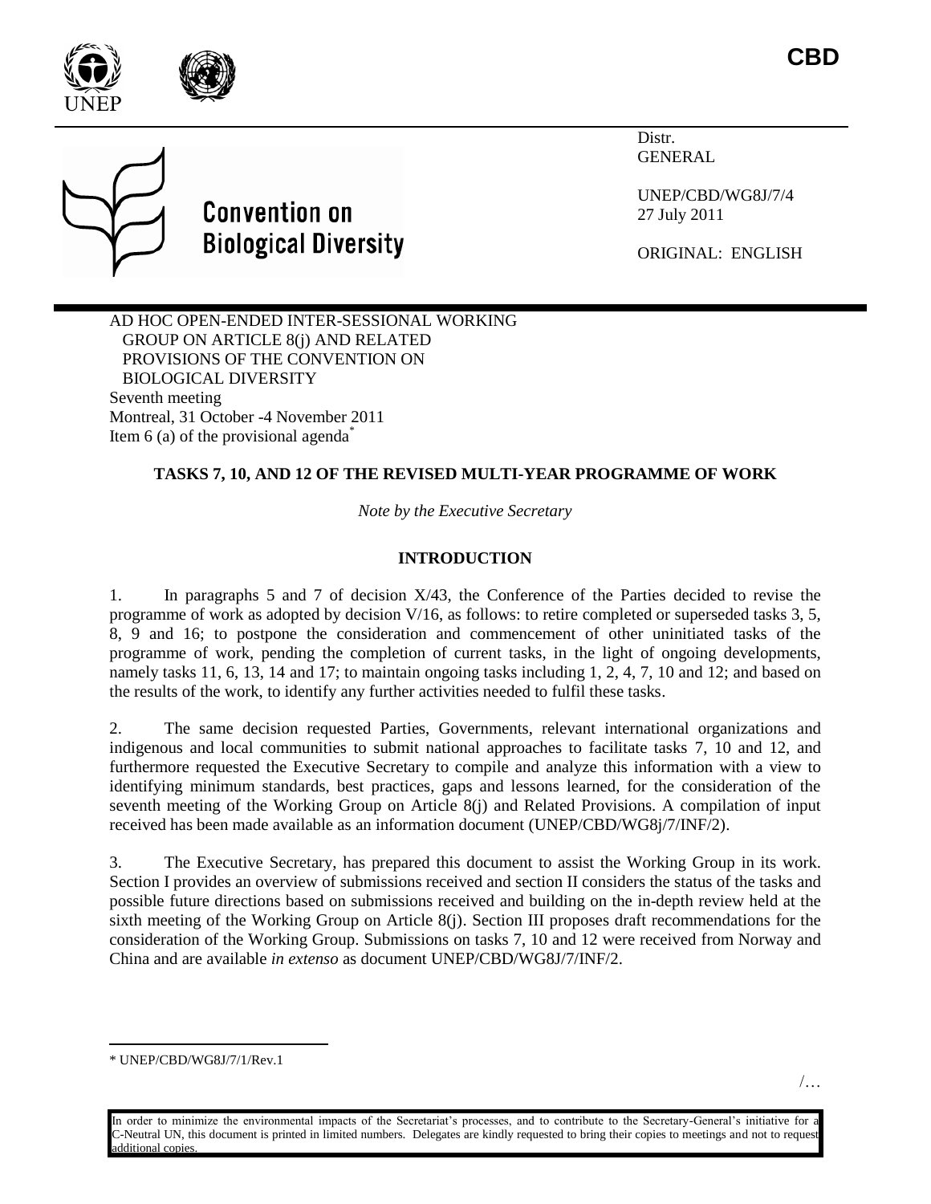CBD

Convention on Biological Diversity

Distr.
GENERAL

UNEP/CBD/WG8J/7/4
27 July 2011

ORIGINAL: ENGLISH

AD HOC OPEN-ENDED INTER-SESSIONAL WORKING GROUP ON ARTICLE 8(j) AND RELATED PROVISIONS OF THE CONVENTION ON BIOLOGICAL DIVERSITY
Seventh meeting
Montreal, 31 October -4 November 2011
Item 6 (a) of the provisional agenda*

**TASKS 7, 10, AND 12 OF THE REVISED MULTI-YEAR PROGRAMME OF WORK**

*Note by the Executive Secretary*

**INTRODUCTION**

1. In paragraphs 5 and 7 of decision X/43, the Conference of the Parties decided to revise the programme of work as adopted by decision V/16, as follows: to retire completed or superseded tasks 3, 5, 8, 9 and 16; to postpone the consideration and commencement of other uninitiated tasks of the programme of work, pending the completion of current tasks, in the light of ongoing developments, namely tasks 11, 6, 13, 14 and 17; to maintain ongoing tasks including 1, 2, 4, 7, 10 and 12; and based on the results of the work, to identify any further activities needed to fulfil these tasks.

2. The same decision requested Parties, Governments, relevant international organizations and indigenous and local communities to submit national approaches to facilitate tasks 7, 10 and 12, and furthermore requested the Executive Secretary to compile and analyze this information with a view to identifying minimum standards, best practices, gaps and lessons learned, for the consideration of the seventh meeting of the Working Group on Article 8(j) and Related Provisions. A compilation of input received has been made available as an information document (UNEP/CBD/WG8j/7/INF/2).

3. The Executive Secretary, has prepared this document to assist the Working Group in its work. Section I provides an overview of submissions received and section II considers the status of the tasks and possible future directions based on submissions received and building on the in-depth review held at the sixth meeting of the Working Group on Article 8(j). Section III proposes draft recommendations for the consideration of the Working Group. Submissions on tasks 7, 10 and 12 were received from Norway and China and are available *in extenso* as document UNEP/CBD/WG8J/7/INF/2.

* UNEP/CBD/WG8J/7/1/Rev.1

/…

In order to minimize the environmental impacts of the Secretariat's processes, and to contribute to the Secretary-General's initiative for a C-Neutral UN, this document is printed in limited numbers. Delegates are kindly requested to bring their copies to meetings and not to request additional copies.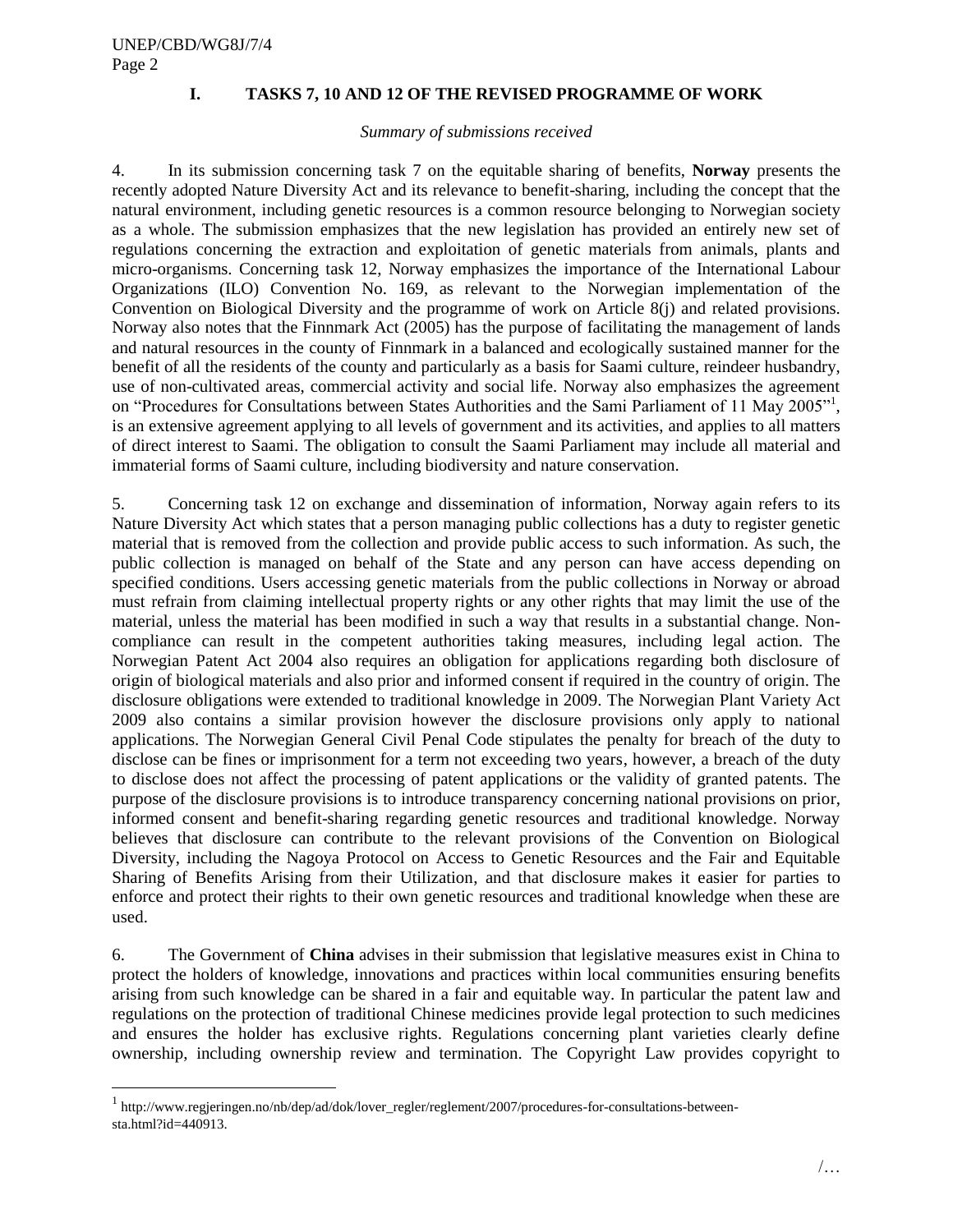## I. TASKS 7, 10 AND 12 OF THE REVISED PROGRAMME OF WORK

*Summary of submissions received*

4. In its submission concerning task 7 on the equitable sharing of benefits, **Norway** presents the recently adopted Nature Diversity Act and its relevance to benefit-sharing, including the concept that the natural environment, including genetic resources is a common resource belonging to Norwegian society as a whole. The submission emphasizes that the new legislation has provided an entirely new set of regulations concerning the extraction and exploitation of genetic materials from animals, plants and micro-organisms. Concerning task 12, Norway emphasizes the importance of the International Labour Organizations (ILO) Convention No. 169, as relevant to the Norwegian implementation of the Convention on Biological Diversity and the programme of work on Article 8(j) and related provisions. Norway also notes that the Finnmark Act (2005) has the purpose of facilitating the management of lands and natural resources in the county of Finnmark in a balanced and ecologically sustained manner for the benefit of all the residents of the county and particularly as a basis for Saami culture, reindeer husbandry, use of non-cultivated areas, commercial activity and social life. Norway also emphasizes the agreement on "Procedures for Consultations between States Authorities and the Sami Parliament of 11 May 2005"[1], is an extensive agreement applying to all levels of government and its activities, and applies to all matters of direct interest to Saami. The obligation to consult the Saami Parliament may include all material and immaterial forms of Saami culture, including biodiversity and nature conservation.

5. Concerning task 12 on exchange and dissemination of information, Norway again refers to its Nature Diversity Act which states that a person managing public collections has a duty to register genetic material that is removed from the collection and provide public access to such information. As such, the public collection is managed on behalf of the State and any person can have access depending on specified conditions. Users accessing genetic materials from the public collections in Norway or abroad must refrain from claiming intellectual property rights or any other rights that may limit the use of the material, unless the material has been modified in such a way that results in a substantial change. Non-compliance can result in the competent authorities taking measures, including legal action. The Norwegian Patent Act 2004 also requires an obligation for applications regarding both disclosure of origin of biological materials and also prior and informed consent if required in the country of origin. The disclosure obligations were extended to traditional knowledge in 2009. The Norwegian Plant Variety Act 2009 also contains a similar provision however the disclosure provisions only apply to national applications. The Norwegian General Civil Penal Code stipulates the penalty for breach of the duty to disclose can be fines or imprisonment for a term not exceeding two years, however, a breach of the duty to disclose does not affect the processing of patent applications or the validity of granted patents. The purpose of the disclosure provisions is to introduce transparency concerning national provisions on prior, informed consent and benefit-sharing regarding genetic resources and traditional knowledge. Norway believes that disclosure can contribute to the relevant provisions of the Convention on Biological Diversity, including the Nagoya Protocol on Access to Genetic Resources and the Fair and Equitable Sharing of Benefits Arising from their Utilization, and that disclosure makes it easier for parties to enforce and protect their rights to their own genetic resources and traditional knowledge when these are used.

6. The Government of **China** advises in their submission that legislative measures exist in China to protect the holders of knowledge, innovations and practices within local communities ensuring benefits arising from such knowledge can be shared in a fair and equitable way. In particular the patent law and regulations on the protection of traditional Chinese medicines provide legal protection to such medicines and ensures the holder has exclusive rights. Regulations concerning plant varieties clearly define ownership, including ownership review and termination. The Copyright Law provides copyright to

[1] http://www.regjeringen.no/nb/dep/ad/dok/lover_regler/reglement/2007/procedures-for-consultations-between-sta.html?id=440913.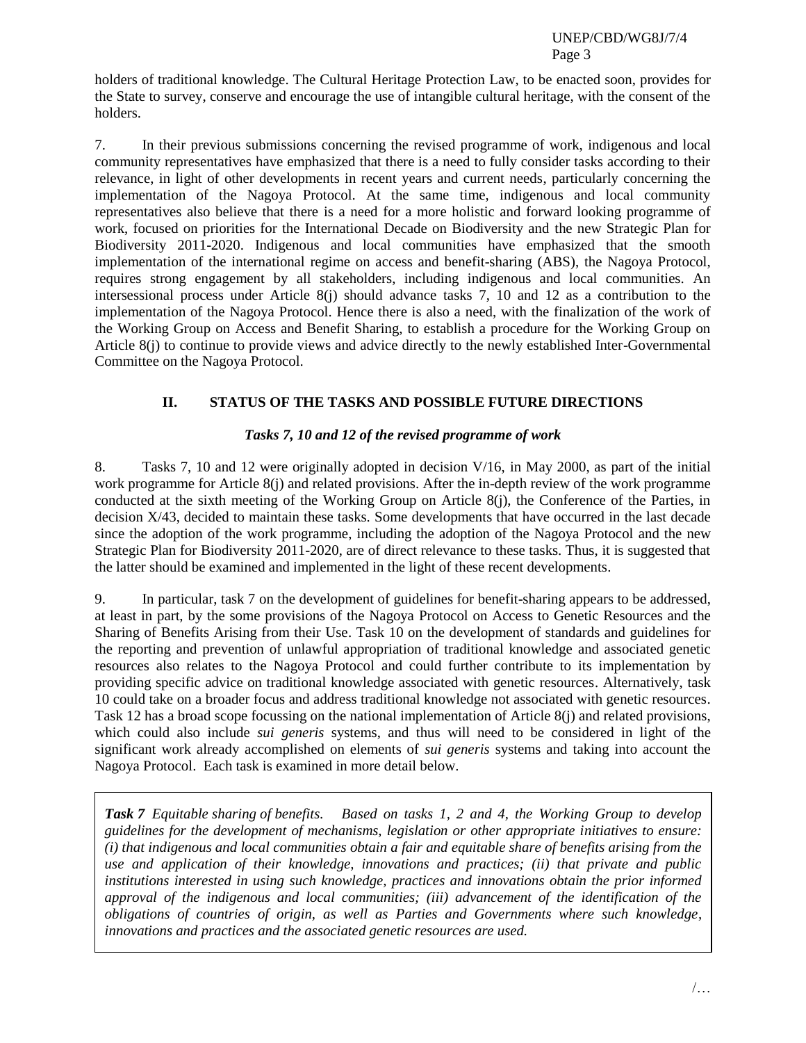holders of traditional knowledge. The Cultural Heritage Protection Law, to be enacted soon, provides for the State to survey, conserve and encourage the use of intangible cultural heritage, with the consent of the holders.

7. In their previous submissions concerning the revised programme of work, indigenous and local community representatives have emphasized that there is a need to fully consider tasks according to their relevance, in light of other developments in recent years and current needs, particularly concerning the implementation of the Nagoya Protocol. At the same time, indigenous and local community representatives also believe that there is a need for a more holistic and forward looking programme of work, focused on priorities for the International Decade on Biodiversity and the new Strategic Plan for Biodiversity 2011-2020. Indigenous and local communities have emphasized that the smooth implementation of the international regime on access and benefit-sharing (ABS), the Nagoya Protocol, requires strong engagement by all stakeholders, including indigenous and local communities. An intersessional process under Article 8(j) should advance tasks 7, 10 and 12 as a contribution to the implementation of the Nagoya Protocol. Hence there is also a need, with the finalization of the work of the Working Group on Access and Benefit Sharing, to establish a procedure for the Working Group on Article 8(j) to continue to provide views and advice directly to the newly established Inter-Governmental Committee on the Nagoya Protocol.

## II. STATUS OF THE TASKS AND POSSIBLE FUTURE DIRECTIONS

### *Tasks 7, 10 and 12 of the revised programme of work*

8. Tasks 7, 10 and 12 were originally adopted in decision V/16, in May 2000, as part of the initial work programme for Article 8(j) and related provisions. After the in-depth review of the work programme conducted at the sixth meeting of the Working Group on Article 8(j), the Conference of the Parties, in decision X/43, decided to maintain these tasks. Some developments that have occurred in the last decade since the adoption of the work programme, including the adoption of the Nagoya Protocol and the new Strategic Plan for Biodiversity 2011-2020, are of direct relevance to these tasks. Thus, it is suggested that the latter should be examined and implemented in the light of these recent developments.

9. In particular, task 7 on the development of guidelines for benefit-sharing appears to be addressed, at least in part, by the some provisions of the Nagoya Protocol on Access to Genetic Resources and the Sharing of Benefits Arising from their Use. Task 10 on the development of standards and guidelines for the reporting and prevention of unlawful appropriation of traditional knowledge and associated genetic resources also relates to the Nagoya Protocol and could further contribute to its implementation by providing specific advice on traditional knowledge associated with genetic resources. Alternatively, task 10 could take on a broader focus and address traditional knowledge not associated with genetic resources. Task 12 has a broad scope focussing on the national implementation of Article 8(j) and related provisions, which could also include *sui generis* systems, and thus will need to be considered in light of the significant work already accomplished on elements of *sui generis* systems and taking into account the Nagoya Protocol. Each task is examined in more detail below.

> ***Task 7*** *Equitable sharing of benefits. Based on tasks 1, 2 and 4, the Working Group to develop guidelines for the development of mechanisms, legislation or other appropriate initiatives to ensure: (i) that indigenous and local communities obtain a fair and equitable share of benefits arising from the use and application of their knowledge, innovations and practices; (ii) that private and public institutions interested in using such knowledge, practices and innovations obtain the prior informed approval of the indigenous and local communities; (iii) advancement of the identification of the obligations of countries of origin, as well as Parties and Governments where such knowledge, innovations and practices and the associated genetic resources are used.*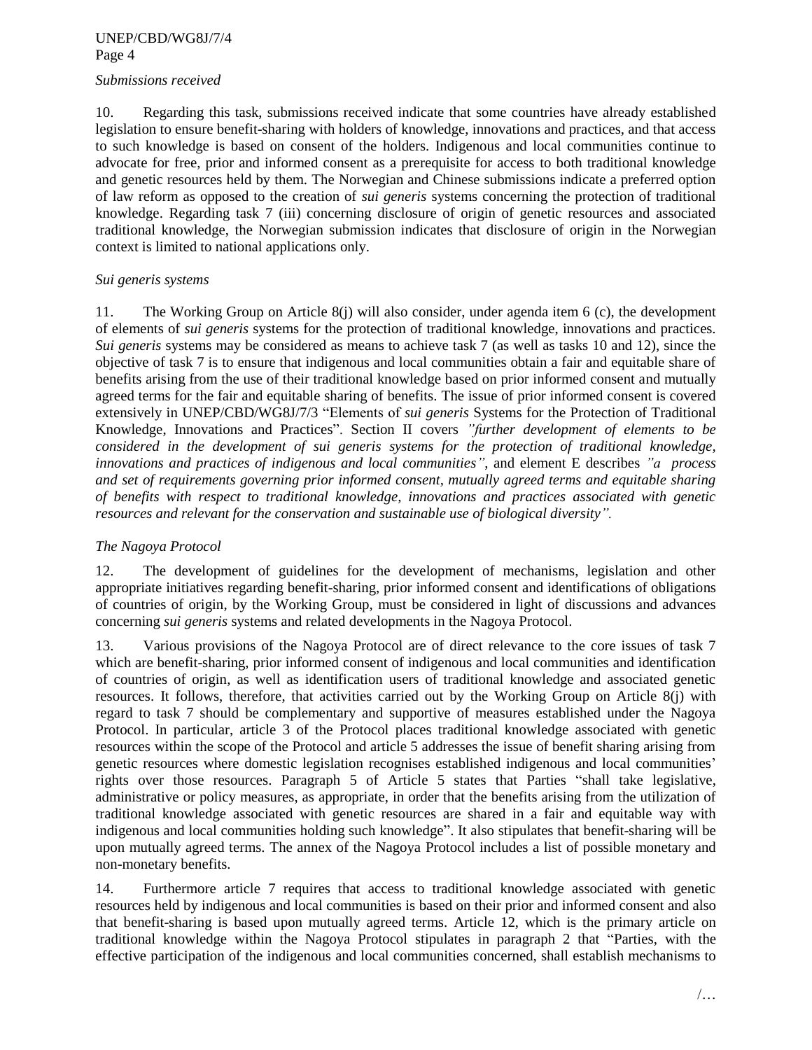*Submissions received*

10. Regarding this task, submissions received indicate that some countries have already established legislation to ensure benefit-sharing with holders of knowledge, innovations and practices, and that access to such knowledge is based on consent of the holders. Indigenous and local communities continue to advocate for free, prior and informed consent as a prerequisite for access to both traditional knowledge and genetic resources held by them. The Norwegian and Chinese submissions indicate a preferred option of law reform as opposed to the creation of *sui generis* systems concerning the protection of traditional knowledge. Regarding task 7 (iii) concerning disclosure of origin of genetic resources and associated traditional knowledge, the Norwegian submission indicates that disclosure of origin in the Norwegian context is limited to national applications only.

*Sui generis systems*

11. The Working Group on Article 8(j) will also consider, under agenda item 6 (c), the development of elements of *sui generis* systems for the protection of traditional knowledge, innovations and practices. *Sui generis* systems may be considered as means to achieve task 7 (as well as tasks 10 and 12), since the objective of task 7 is to ensure that indigenous and local communities obtain a fair and equitable share of benefits arising from the use of their traditional knowledge based on prior informed consent and mutually agreed terms for the fair and equitable sharing of benefits. The issue of prior informed consent is covered extensively in UNEP/CBD/WG8J/7/3 "Elements of *sui generis* Systems for the Protection of Traditional Knowledge, Innovations and Practices". Section II covers *"further development of elements to be considered in the development of sui generis systems for the protection of traditional knowledge, innovations and practices of indigenous and local communities"*, and element E describes *"a process and set of requirements governing prior informed consent, mutually agreed terms and equitable sharing of benefits with respect to traditional knowledge, innovations and practices associated with genetic resources and relevant for the conservation and sustainable use of biological diversity".*

*The Nagoya Protocol*

12. The development of guidelines for the development of mechanisms, legislation and other appropriate initiatives regarding benefit-sharing, prior informed consent and identifications of obligations of countries of origin, by the Working Group, must be considered in light of discussions and advances concerning *sui generis* systems and related developments in the Nagoya Protocol.

13. Various provisions of the Nagoya Protocol are of direct relevance to the core issues of task 7 which are benefit-sharing, prior informed consent of indigenous and local communities and identification of countries of origin, as well as identification users of traditional knowledge and associated genetic resources. It follows, therefore, that activities carried out by the Working Group on Article 8(j) with regard to task 7 should be complementary and supportive of measures established under the Nagoya Protocol. In particular, article 3 of the Protocol places traditional knowledge associated with genetic resources within the scope of the Protocol and article 5 addresses the issue of benefit sharing arising from genetic resources where domestic legislation recognises established indigenous and local communities' rights over those resources. Paragraph 5 of Article 5 states that Parties "shall take legislative, administrative or policy measures, as appropriate, in order that the benefits arising from the utilization of traditional knowledge associated with genetic resources are shared in a fair and equitable way with indigenous and local communities holding such knowledge". It also stipulates that benefit-sharing will be upon mutually agreed terms. The annex of the Nagoya Protocol includes a list of possible monetary and non-monetary benefits.

14. Furthermore article 7 requires that access to traditional knowledge associated with genetic resources held by indigenous and local communities is based on their prior and informed consent and also that benefit-sharing is based upon mutually agreed terms. Article 12, which is the primary article on traditional knowledge within the Nagoya Protocol stipulates in paragraph 2 that "Parties, with the effective participation of the indigenous and local communities concerned, shall establish mechanisms to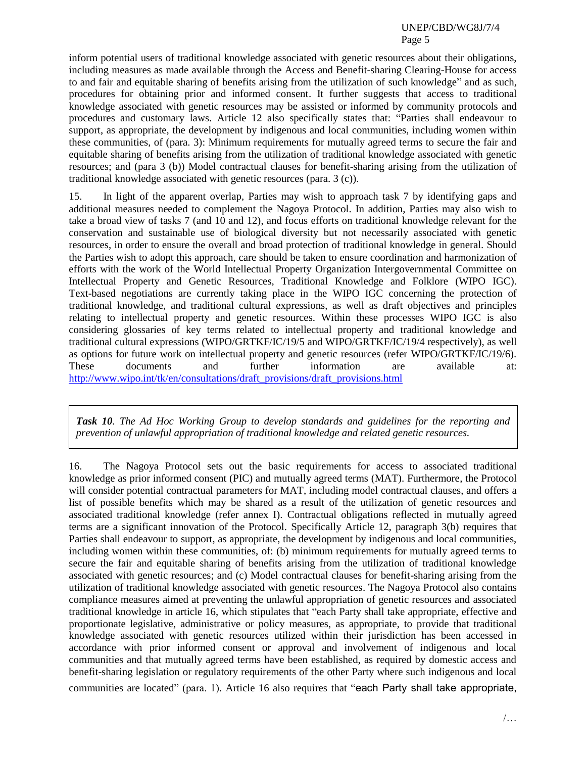inform potential users of traditional knowledge associated with genetic resources about their obligations, including measures as made available through the Access and Benefit-sharing Clearing-House for access to and fair and equitable sharing of benefits arising from the utilization of such knowledge" and as such, procedures for obtaining prior and informed consent. It further suggests that access to traditional knowledge associated with genetic resources may be assisted or informed by community protocols and procedures and customary laws. Article 12 also specifically states that: "Parties shall endeavour to support, as appropriate, the development by indigenous and local communities, including women within these communities, of (para. 3): Minimum requirements for mutually agreed terms to secure the fair and equitable sharing of benefits arising from the utilization of traditional knowledge associated with genetic resources; and (para 3 (b)) Model contractual clauses for benefit-sharing arising from the utilization of traditional knowledge associated with genetic resources (para. 3 (c)).

15. In light of the apparent overlap, Parties may wish to approach task 7 by identifying gaps and additional measures needed to complement the Nagoya Protocol. In addition, Parties may also wish to take a broad view of tasks 7 (and 10 and 12), and focus efforts on traditional knowledge relevant for the conservation and sustainable use of biological diversity but not necessarily associated with genetic resources, in order to ensure the overall and broad protection of traditional knowledge in general. Should the Parties wish to adopt this approach, care should be taken to ensure coordination and harmonization of efforts with the work of the World Intellectual Property Organization Intergovernmental Committee on Intellectual Property and Genetic Resources, Traditional Knowledge and Folklore (WIPO IGC). Text-based negotiations are currently taking place in the WIPO IGC concerning the protection of traditional knowledge, and traditional cultural expressions, as well as draft objectives and principles relating to intellectual property and genetic resources. Within these processes WIPO IGC is also considering glossaries of key terms related to intellectual property and traditional knowledge and traditional cultural expressions (WIPO/GRTKF/IC/19/5 and WIPO/GRTKF/IC/19/4 respectively), as well as options for future work on intellectual property and genetic resources (refer WIPO/GRTKF/IC/19/6). These documents and further information are available at: http://www.wipo.int/tk/en/consultations/draft_provisions/draft_provisions.html

> ***Task 10****. The Ad Hoc Working Group to develop standards and guidelines for the reporting and prevention of unlawful appropriation of traditional knowledge and related genetic resources.*

16. The Nagoya Protocol sets out the basic requirements for access to associated traditional knowledge as prior informed consent (PIC) and mutually agreed terms (MAT). Furthermore, the Protocol will consider potential contractual parameters for MAT, including model contractual clauses, and offers a list of possible benefits which may be shared as a result of the utilization of genetic resources and associated traditional knowledge (refer annex I). Contractual obligations reflected in mutually agreed terms are a significant innovation of the Protocol. Specifically Article 12, paragraph 3(b) requires that Parties shall endeavour to support, as appropriate, the development by indigenous and local communities, including women within these communities, of: (b) minimum requirements for mutually agreed terms to secure the fair and equitable sharing of benefits arising from the utilization of traditional knowledge associated with genetic resources; and (c) Model contractual clauses for benefit-sharing arising from the utilization of traditional knowledge associated with genetic resources. The Nagoya Protocol also contains compliance measures aimed at preventing the unlawful appropriation of genetic resources and associated traditional knowledge in article 16, which stipulates that "each Party shall take appropriate, effective and proportionate legislative, administrative or policy measures, as appropriate, to provide that traditional knowledge associated with genetic resources utilized within their jurisdiction has been accessed in accordance with prior informed consent or approval and involvement of indigenous and local communities and that mutually agreed terms have been established, as required by domestic access and benefit-sharing legislation or regulatory requirements of the other Party where such indigenous and local communities are located" (para. 1). Article 16 also requires that "each Party shall take appropriate,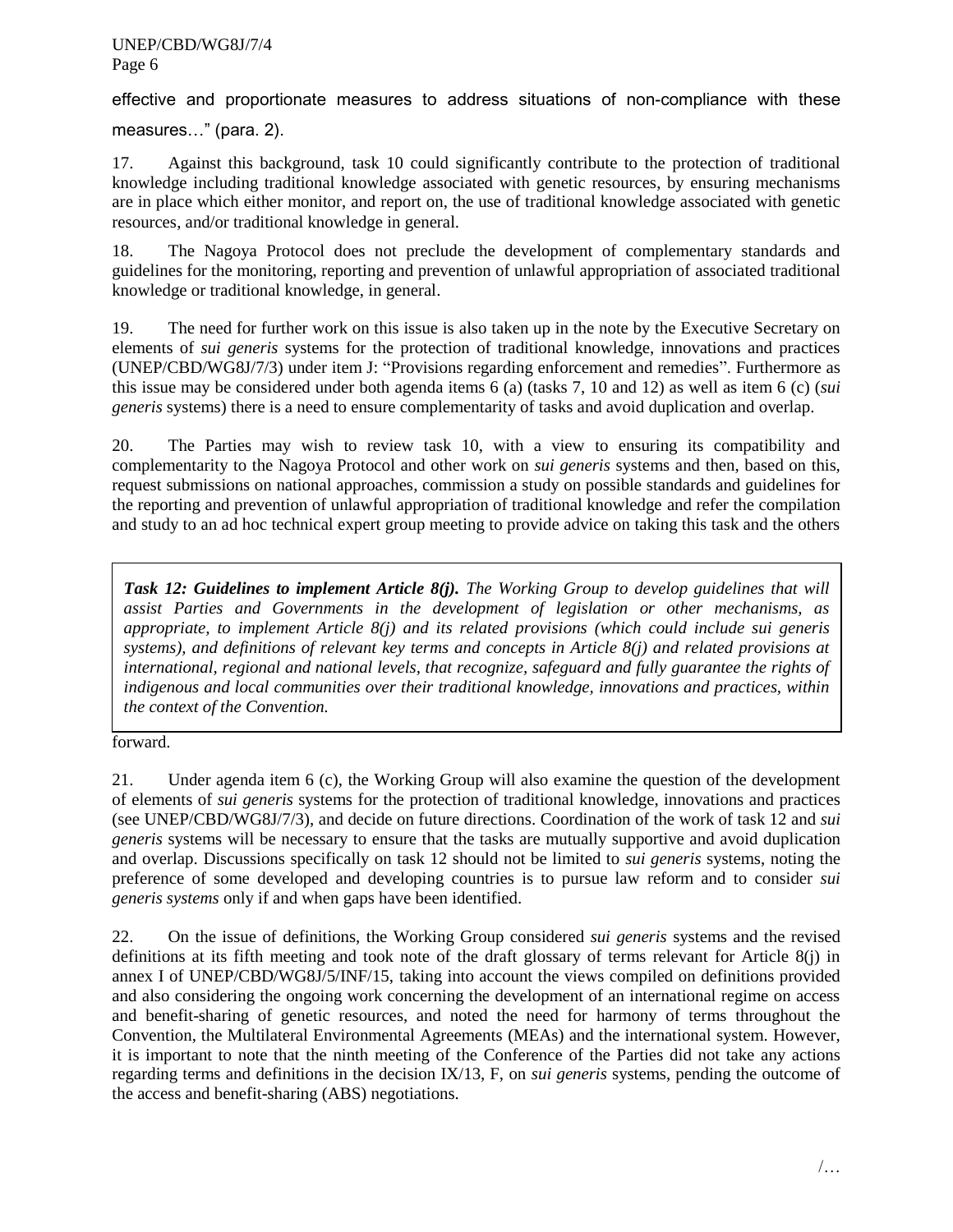effective and proportionate measures to address situations of non-compliance with these measures…" (para. 2).

17. Against this background, task 10 could significantly contribute to the protection of traditional knowledge including traditional knowledge associated with genetic resources, by ensuring mechanisms are in place which either monitor, and report on, the use of traditional knowledge associated with genetic resources, and/or traditional knowledge in general.

18. The Nagoya Protocol does not preclude the development of complementary standards and guidelines for the monitoring, reporting and prevention of unlawful appropriation of associated traditional knowledge or traditional knowledge, in general.

19. The need for further work on this issue is also taken up in the note by the Executive Secretary on elements of *sui generis* systems for the protection of traditional knowledge, innovations and practices (UNEP/CBD/WG8J/7/3) under item J: "Provisions regarding enforcement and remedies". Furthermore as this issue may be considered under both agenda items 6 (a) (tasks 7, 10 and 12) as well as item 6 (c) (*sui generis* systems) there is a need to ensure complementarity of tasks and avoid duplication and overlap.

20. The Parties may wish to review task 10, with a view to ensuring its compatibility and complementarity to the Nagoya Protocol and other work on *sui generis* systems and then, based on this, request submissions on national approaches, commission a study on possible standards and guidelines for the reporting and prevention of unlawful appropriation of traditional knowledge and refer the compilation and study to an ad hoc technical expert group meeting to provide advice on taking this task and the others forward.

> ***Task 12: Guidelines to implement Article 8(j).*** *The Working Group to develop guidelines that will assist Parties and Governments in the development of legislation or other mechanisms, as appropriate, to implement Article 8(j) and its related provisions (which could include sui generis systems), and definitions of relevant key terms and concepts in Article 8(j) and related provisions at international, regional and national levels, that recognize, safeguard and fully guarantee the rights of indigenous and local communities over their traditional knowledge, innovations and practices, within the context of the Convention.*

21. Under agenda item 6 (c), the Working Group will also examine the question of the development of elements of *sui generis* systems for the protection of traditional knowledge, innovations and practices (see UNEP/CBD/WG8J/7/3), and decide on future directions. Coordination of the work of task 12 and *sui generis* systems will be necessary to ensure that the tasks are mutually supportive and avoid duplication and overlap. Discussions specifically on task 12 should not be limited to *sui generis* systems, noting the preference of some developed and developing countries is to pursue law reform and to consider *sui generis systems* only if and when gaps have been identified.

22. On the issue of definitions, the Working Group considered *sui generis* systems and the revised definitions at its fifth meeting and took note of the draft glossary of terms relevant for Article 8(j) in annex I of UNEP/CBD/WG8J/5/INF/15, taking into account the views compiled on definitions provided and also considering the ongoing work concerning the development of an international regime on access and benefit-sharing of genetic resources, and noted the need for harmony of terms throughout the Convention, the Multilateral Environmental Agreements (MEAs) and the international system. However, it is important to note that the ninth meeting of the Conference of the Parties did not take any actions regarding terms and definitions in the decision IX/13, F, on *sui generis* systems, pending the outcome of the access and benefit-sharing (ABS) negotiations.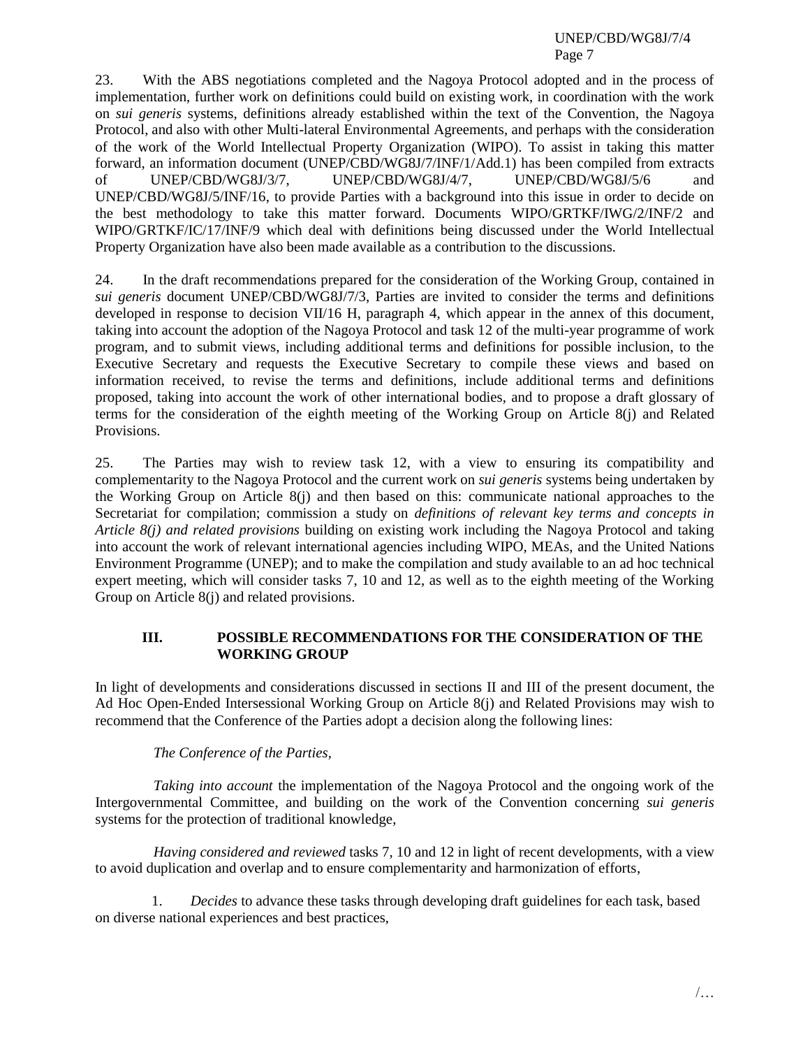23. With the ABS negotiations completed and the Nagoya Protocol adopted and in the process of implementation, further work on definitions could build on existing work, in coordination with the work on *sui generis* systems, definitions already established within the text of the Convention, the Nagoya Protocol, and also with other Multi-lateral Environmental Agreements, and perhaps with the consideration of the work of the World Intellectual Property Organization (WIPO). To assist in taking this matter forward, an information document (UNEP/CBD/WG8J/7/INF/1/Add.1) has been compiled from extracts of UNEP/CBD/WG8J/3/7, UNEP/CBD/WG8J/4/7, UNEP/CBD/WG8J/5/6 and UNEP/CBD/WG8J/5/INF/16, to provide Parties with a background into this issue in order to decide on the best methodology to take this matter forward. Documents WIPO/GRTKF/IWG/2/INF/2 and WIPO/GRTKF/IC/17/INF/9 which deal with definitions being discussed under the World Intellectual Property Organization have also been made available as a contribution to the discussions.

24. In the draft recommendations prepared for the consideration of the Working Group, contained in *sui generis* document UNEP/CBD/WG8J/7/3, Parties are invited to consider the terms and definitions developed in response to decision VII/16 H, paragraph 4, which appear in the annex of this document, taking into account the adoption of the Nagoya Protocol and task 12 of the multi-year programme of work program, and to submit views, including additional terms and definitions for possible inclusion, to the Executive Secretary and requests the Executive Secretary to compile these views and based on information received, to revise the terms and definitions, include additional terms and definitions proposed, taking into account the work of other international bodies, and to propose a draft glossary of terms for the consideration of the eighth meeting of the Working Group on Article 8(j) and Related Provisions.

25. The Parties may wish to review task 12, with a view to ensuring its compatibility and complementarity to the Nagoya Protocol and the current work on *sui generis* systems being undertaken by the Working Group on Article 8(j) and then based on this: communicate national approaches to the Secretariat for compilation; commission a study on *definitions of relevant key terms and concepts in Article 8(j) and related provisions* building on existing work including the Nagoya Protocol and taking into account the work of relevant international agencies including WIPO, MEAs, and the United Nations Environment Programme (UNEP); and to make the compilation and study available to an ad hoc technical expert meeting, which will consider tasks 7, 10 and 12, as well as to the eighth meeting of the Working Group on Article 8(j) and related provisions.

## III. POSSIBLE RECOMMENDATIONS FOR THE CONSIDERATION OF THE WORKING GROUP

In light of developments and considerations discussed in sections II and III of the present document, the Ad Hoc Open-Ended Intersessional Working Group on Article 8(j) and Related Provisions may wish to recommend that the Conference of the Parties adopt a decision along the following lines:

*The Conference of the Parties*,

*Taking into account* the implementation of the Nagoya Protocol and the ongoing work of the Intergovernmental Committee, and building on the work of the Convention concerning *sui generis* systems for the protection of traditional knowledge,

*Having considered and reviewed* tasks 7, 10 and 12 in light of recent developments, with a view to avoid duplication and overlap and to ensure complementarity and harmonization of efforts,

1. *Decides* to advance these tasks through developing draft guidelines for each task, based on diverse national experiences and best practices,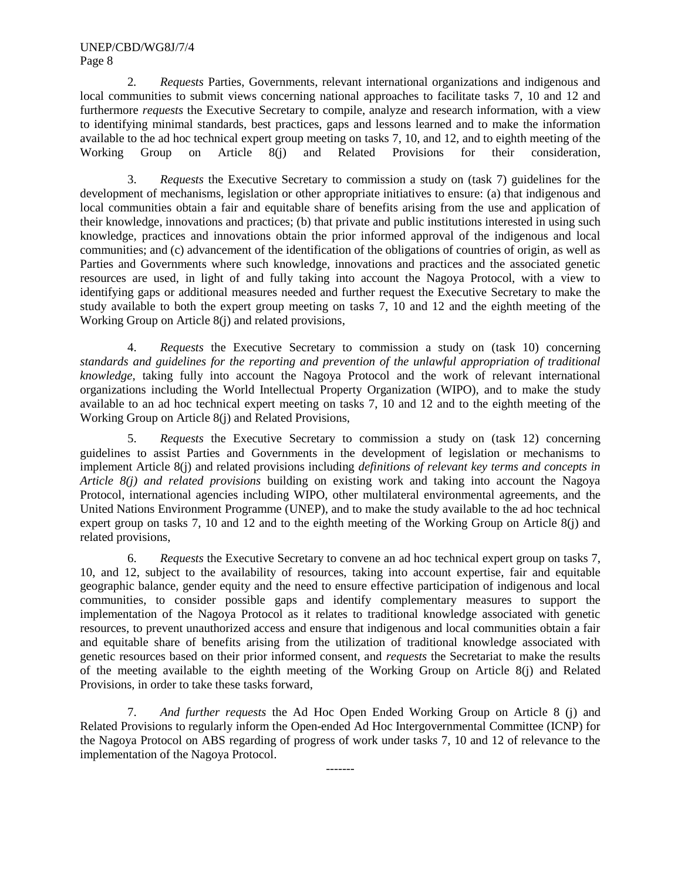2. *Requests* Parties, Governments, relevant international organizations and indigenous and local communities to submit views concerning national approaches to facilitate tasks 7, 10 and 12 and furthermore *requests* the Executive Secretary to compile, analyze and research information, with a view to identifying minimal standards, best practices, gaps and lessons learned and to make the information available to the ad hoc technical expert group meeting on tasks 7, 10, and 12, and to eighth meeting of the Working Group on Article 8(j) and Related Provisions for their consideration,

3. *Requests* the Executive Secretary to commission a study on (task 7) guidelines for the development of mechanisms, legislation or other appropriate initiatives to ensure: (a) that indigenous and local communities obtain a fair and equitable share of benefits arising from the use and application of their knowledge, innovations and practices; (b) that private and public institutions interested in using such knowledge, practices and innovations obtain the prior informed approval of the indigenous and local communities; and (c) advancement of the identification of the obligations of countries of origin, as well as Parties and Governments where such knowledge, innovations and practices and the associated genetic resources are used, in light of and fully taking into account the Nagoya Protocol, with a view to identifying gaps or additional measures needed and further request the Executive Secretary to make the study available to both the expert group meeting on tasks 7, 10 and 12 and the eighth meeting of the Working Group on Article 8(j) and related provisions,

4. *Requests* the Executive Secretary to commission a study on (task 10) concerning *standards and guidelines for the reporting and prevention of the unlawful appropriation of traditional knowledge*, taking fully into account the Nagoya Protocol and the work of relevant international organizations including the World Intellectual Property Organization (WIPO), and to make the study available to an ad hoc technical expert meeting on tasks 7, 10 and 12 and to the eighth meeting of the Working Group on Article 8(j) and Related Provisions,

5. *Requests* the Executive Secretary to commission a study on (task 12) concerning guidelines to assist Parties and Governments in the development of legislation or mechanisms to implement Article 8(j) and related provisions including *definitions of relevant key terms and concepts in Article 8(j) and related provisions* building on existing work and taking into account the Nagoya Protocol, international agencies including WIPO, other multilateral environmental agreements, and the United Nations Environment Programme (UNEP), and to make the study available to the ad hoc technical expert group on tasks 7, 10 and 12 and to the eighth meeting of the Working Group on Article 8(j) and related provisions,

6. *Requests* the Executive Secretary to convene an ad hoc technical expert group on tasks 7, 10, and 12, subject to the availability of resources, taking into account expertise, fair and equitable geographic balance, gender equity and the need to ensure effective participation of indigenous and local communities, to consider possible gaps and identify complementary measures to support the implementation of the Nagoya Protocol as it relates to traditional knowledge associated with genetic resources, to prevent unauthorized access and ensure that indigenous and local communities obtain a fair and equitable share of benefits arising from the utilization of traditional knowledge associated with genetic resources based on their prior informed consent, and *requests* the Secretariat to make the results of the meeting available to the eighth meeting of the Working Group on Article 8(j) and Related Provisions, in order to take these tasks forward,

7. *And further requests* the Ad Hoc Open Ended Working Group on Article 8 (j) and Related Provisions to regularly inform the Open-ended Ad Hoc Intergovernmental Committee (ICNP) for the Nagoya Protocol on ABS regarding of progress of work under tasks 7, 10 and 12 of relevance to the implementation of the Nagoya Protocol.

-------